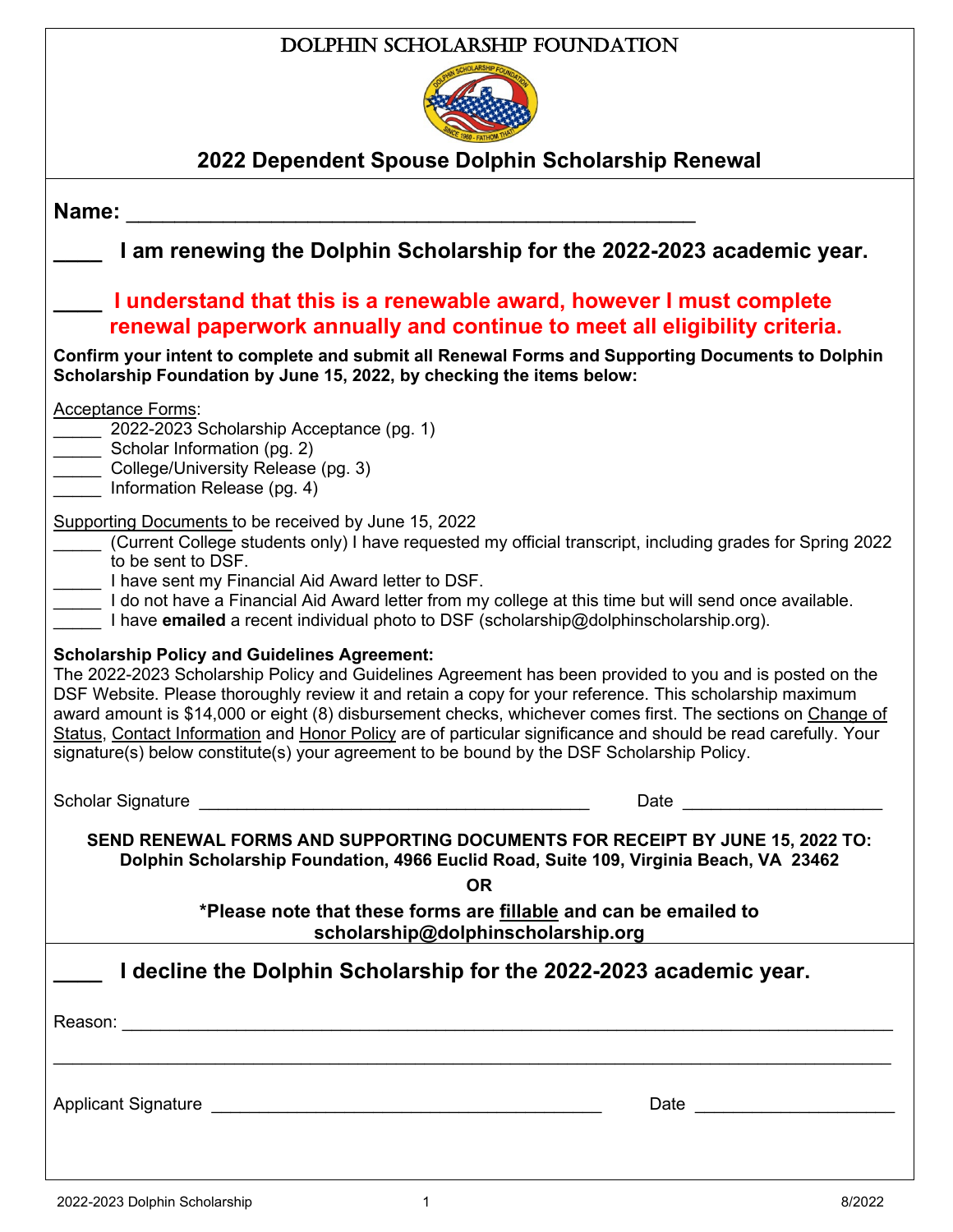# DOLPHIN SCHOLARSHIP FOUNDATION

## 2022 Dependent Spouse Dolphin Scholarship Renewal

**Name:** ______________________________________________

**____ I am renewing the Dolphin Scholarship for the 2022-2023 academic year.**

**____ I understand that this is a renewable award, however I must complete renewal paperwork annually and continue to meet all eligibility criteria.**

**Confirm your intent to complete and submit all Renewal Forms and Supporting Documents to Dolphin Scholarship Foundation by June 15, 2022, by checking the items below:**

Acceptance Forms:

_____ 2022-2023 Scholarship Acceptance (pg. 1)
_____ Scholar Information (pg. 2)
_____ College/University Release (pg. 3)
_____ Information Release (pg. 4)

Supporting Documents to be received by June 15, 2022

_____ (Current College students only) I have requested my official transcript, including grades for Spring 2022 to be sent to DSF.
_____ I have sent my Financial Aid Award letter to DSF.
_____ I do not have a Financial Aid Award letter from my college at this time but will send once available.
_____ I have **emailed** a recent individual photo to DSF (scholarship@dolphinscholarship.org).

**Scholarship Policy and Guidelines Agreement:**
The 2022-2023 Scholarship Policy and Guidelines Agreement has been provided to you and is posted on the DSF Website. Please thoroughly review it and retain a copy for your reference. This scholarship maximum award amount is $14,000 or eight (8) disbursement checks, whichever comes first. The sections on Change of Status, Contact Information and Honor Policy are of particular significance and should be read carefully. Your signature(s) below constitute(s) your agreement to be bound by the DSF Scholarship Policy.

Scholarship Signature ________________________________________ Date ____________________

**SEND RENEWAL FORMS AND SUPPORTING DOCUMENTS FOR RECEIPT BY JUNE 15, 2022 TO:**
**Dolphin Scholarship Foundation, 4966 Euclid Road, Suite 109, Virginia Beach, VA 23462**

**OR**

**\*Please note that these forms are fillable and can be emailed to scholarship@dolphinscholarship.org**

**____ I decline the Dolphin Scholarship for the 2022-2023 academic year.**

Reason: ______________________________________________________________________________

______________________________________________________________________________________

Applicant Signature ________________________________________ Date ____________________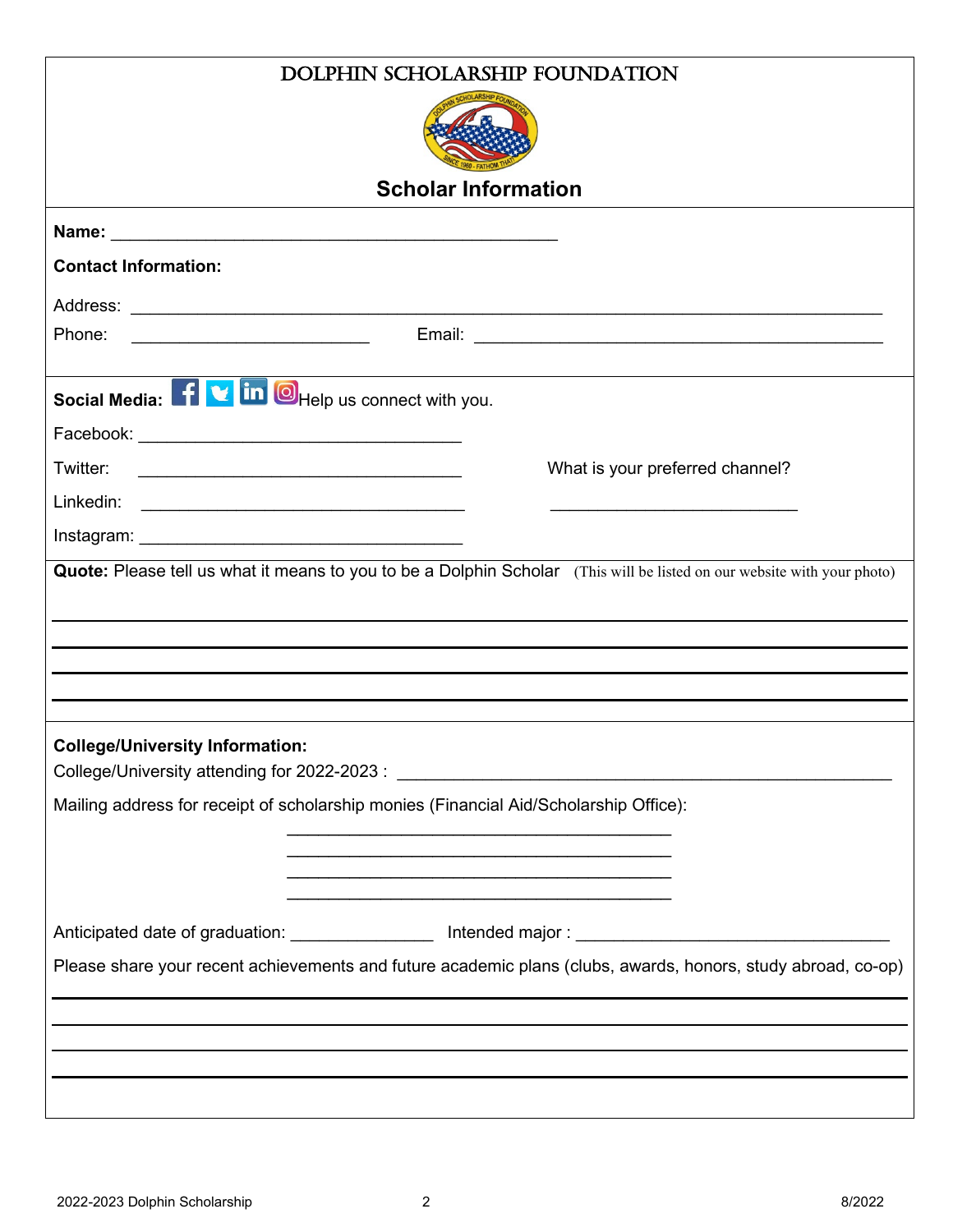# DOLPHIN SCHOLARSHIP FOUNDATION

## Scholar Information

**Name:** _______________________________________________

**Contact Information:**

Address: _______________________________________________________________________________

Phone: _________________________ Email: ___________________________________________

**Social Media:** Help us connect with you.

Facebook: __________________________________

Twitter: __________________________________ What is your preferred channel?

Linkedin: __________________________________ __________________________

Instagram: __________________________________

**Quote:** Please tell us what it means to you to be a Dolphin Scholar (This will be listed on our website with your photo)

_____________________________________________________________________________________

_____________________________________________________________________________________

_____________________________________________________________________________________

_____________________________________________________________________________________

**College/University Information:**

College/University attending for 2022-2023 : _____________________________________________________

Mailing address for receipt of scholarship monies (Financial Aid/Scholarship Office):

________________________________________

________________________________________

________________________________________

________________________________________

Anticipated date of graduation: _______________ Intended major : _________________________________

Please share your recent achievements and future academic plans (clubs, awards, honors, study abroad, co-op)

_____________________________________________________________________________________

_____________________________________________________________________________________

_____________________________________________________________________________________

_____________________________________________________________________________________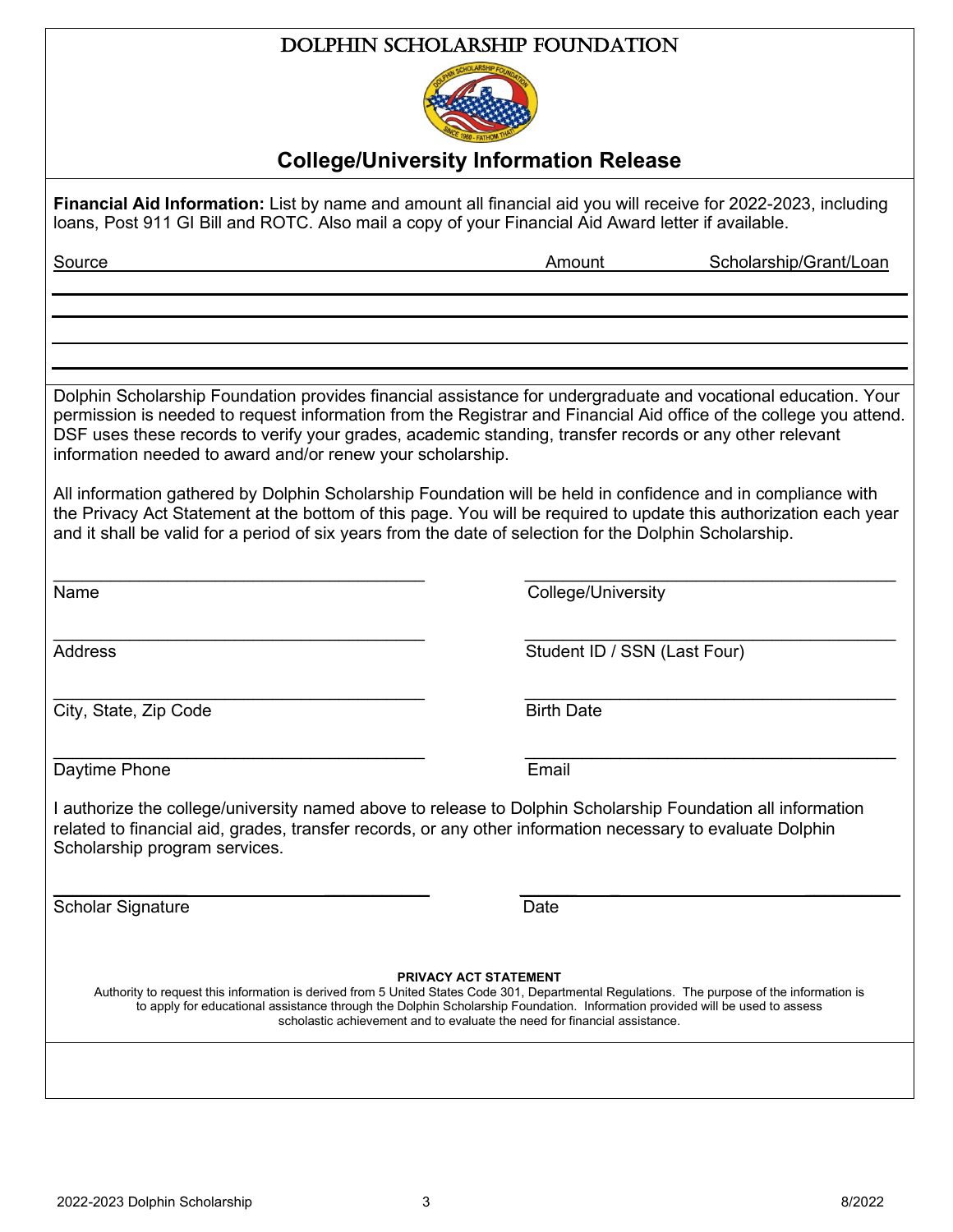# DOLPHIN SCHOLARSHIP FOUNDATION

## College/University Information Release

**Financial Aid Information:** List by name and amount all financial aid you will receive for 2022-2023, including loans, Post 911 GI Bill and ROTC. Also mail a copy of your Financial Aid Award letter if available.

| Source | Amount | Scholarship/Grant/Loan |
|---|---|---|
| | | |
| | | |
| | | |
| | | |

Dolphin Scholarship Foundation provides financial assistance for undergraduate and vocational education. Your permission is needed to request information from the Registrar and Financial Aid office of the college you attend. DSF uses these records to verify your grades, academic standing, transfer records or any other relevant information needed to award and/or renew your scholarship.

All information gathered by Dolphin Scholarship Foundation will be held in confidence and in compliance with the Privacy Act Statement at the bottom of this page. You will be required to update this authorization each year and it shall be valid for a period of six years from the date of selection for the Dolphin Scholarship.

Name ______________________

College/University ______________________

Address ______________________

Student ID / SSN (Last Four) ______________________

City, State, Zip Code ______________________

Birth Date ______________________

Daytime Phone ______________________

Email ______________________

I authorize the college/university named above to release to Dolphin Scholarship Foundation all information related to financial aid, grades, transfer records, or any other information necessary to evaluate Dolphin Scholarship program services.

Scholar Signature ______________________

Date ______________________

**PRIVACY ACT STATEMENT**

Authority to request this information is derived from 5 United States Code 301, Departmental Regulations. The purpose of the information is to apply for educational assistance through the Dolphin Scholarship Foundation. Information provided will be used to assess scholastic achievement and to evaluate the need for financial assistance.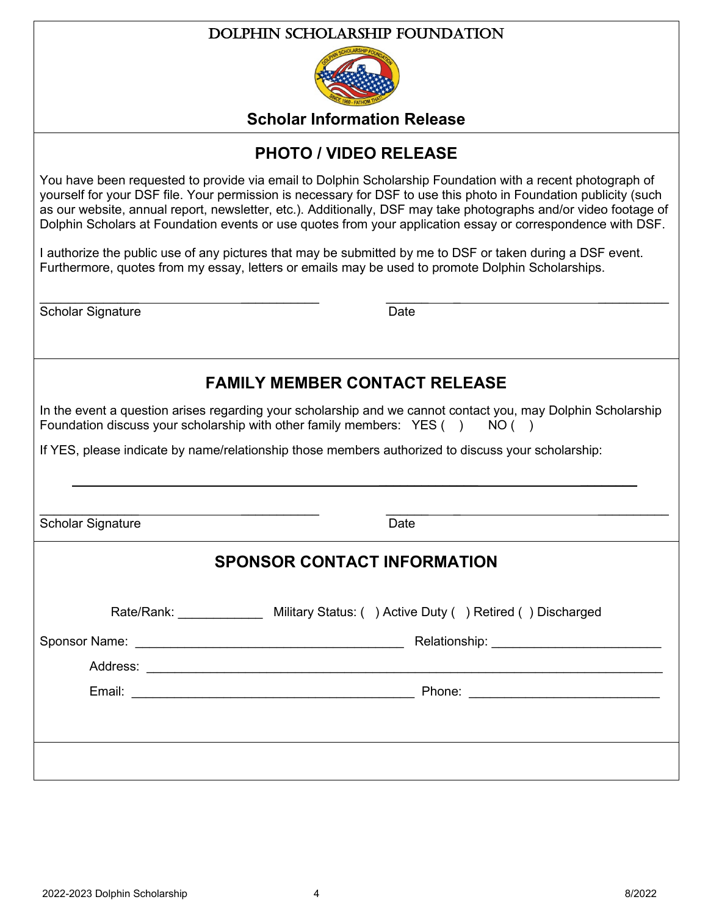# DOLPHIN SCHOLARSHIP FOUNDATION

## Scholar Information Release

## PHOTO / VIDEO RELEASE

You have been requested to provide via email to Dolphin Scholarship Foundation with a recent photograph of yourself for your DSF file. Your permission is necessary for DSF to use this photo in Foundation publicity (such as our website, annual report, newsletter, etc.). Additionally, DSF may take photographs and/or video footage of Dolphin Scholars at Foundation events or use quotes from your application essay or correspondence with DSF.

I authorize the public use of any pictures that may be submitted by me to DSF or taken during a DSF event. Furthermore, quotes from my essay, letters or emails may be used to promote Dolphin Scholarships.

\_\_\_\_\_\_\_\_\_\_\_\_\_\_\_\_\_\_\_\_\_\_\_\_\_\_\_\_\_\_\_\_\_\_\_\_\_\_\_\_ \_\_\_\_\_\_\_\_\_\_\_\_\_\_\_\_\_\_\_\_\_\_\_\_\_\_\_\_\_\_\_\_\_\_\_\_\_\_\_\_

Scholar Signature Date

## FAMILY MEMBER CONTACT RELEASE

In the event a question arises regarding your scholarship and we cannot contact you, may Dolphin Scholarship Foundation discuss your scholarship with other family members: YES ( ) NO ( )

If YES, please indicate by name/relationship those members authorized to discuss your scholarship:

\_\_\_\_\_\_\_\_\_\_\_\_\_\_\_\_\_\_\_\_\_\_\_\_\_\_\_\_\_\_\_\_\_\_\_\_\_\_\_\_\_\_\_\_\_\_\_\_\_\_\_\_\_\_\_\_\_\_\_\_\_\_\_\_\_\_\_\_\_\_

\_\_\_\_\_\_\_\_\_\_\_\_\_\_\_\_\_\_\_\_\_\_\_\_\_\_\_\_\_\_\_\_\_\_\_\_\_\_\_\_ \_\_\_\_\_\_\_\_\_\_\_\_\_\_\_\_\_\_\_\_\_\_\_\_\_\_\_\_\_\_\_\_\_\_\_\_\_\_\_\_

Scholar Signature Date

## SPONSOR CONTACT INFORMATION

Rate/Rank: \_\_\_\_\_\_\_\_\_\_\_\_ Military Status: ( ) Active Duty ( ) Retired ( ) Discharged

Sponsor Name: \_\_\_\_\_\_\_\_\_\_\_\_\_\_\_\_\_\_\_\_\_\_\_\_\_\_\_\_\_\_\_\_\_\_\_\_\_\_ Relationship: \_\_\_\_\_\_\_\_\_\_\_\_\_\_\_\_\_\_\_\_\_\_\_\_

Address: \_\_\_\_\_\_\_\_\_\_\_\_\_\_\_\_\_\_\_\_\_\_\_\_\_\_\_\_\_\_\_\_\_\_\_\_\_\_\_\_\_\_\_\_\_\_\_\_\_\_\_\_\_\_\_\_\_\_\_\_\_\_\_\_\_\_\_\_\_\_\_\_

Email: \_\_\_\_\_\_\_\_\_\_\_\_\_\_\_\_\_\_\_\_\_\_\_\_\_\_\_\_\_\_\_\_\_\_\_\_\_\_\_\_ Phone: \_\_\_\_\_\_\_\_\_\_\_\_\_\_\_\_\_\_\_\_\_\_\_\_\_\_\_\_

2022-2023 Dolphin Scholarship 8/2022